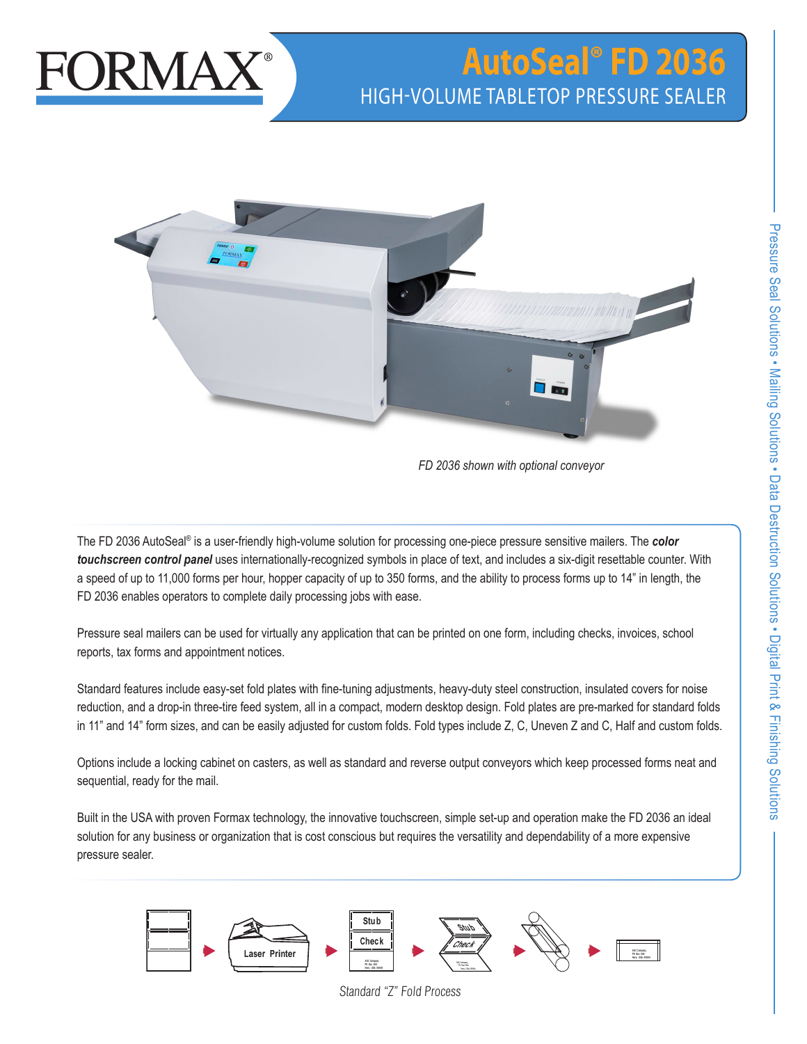FORMAX®

# AutoSeal® FD 2036

## HIGH-VOLUME TABLETOP PRESSURE SEALER

*FD 2036 shown with optional conveyor*

The FD 2036 AutoSeal® is a user-friendly high-volume solution for processing one-piece pressure sensitive mailers. The ***color touchscreen control panel*** uses internationally-recognized symbols in place of text, and includes a six-digit resettable counter. With a speed of up to 11,000 forms per hour, hopper capacity of up to 350 forms, and the ability to process forms up to 14" in length, the FD 2036 enables operators to complete daily processing jobs with ease.

Pressure seal mailers can be used for virtually any application that can be printed on one form, including checks, invoices, school reports, tax forms and appointment notices.

Standard features include easy-set fold plates with fine-tuning adjustments, heavy-duty steel construction, insulated covers for noise reduction, and a drop-in three-tire feed system, all in a compact, modern desktop design. Fold plates are pre-marked for standard folds in 11" and 14" form sizes, and can be easily adjusted for custom folds. Fold types include Z, C, Uneven Z and C, Half and custom folds.

Options include a locking cabinet on casters, as well as standard and reverse output conveyors which keep processed forms neat and sequential, ready for the mail.

Built in the USA with proven Formax technology, the innovative touchscreen, simple set-up and operation make the FD 2036 an ideal solution for any business or organization that is cost conscious but requires the versatility and dependability of a more expensive pressure sealer.

Laser Printer

Stub

Check

*Standard "Z" Fold Process*

Pressure Seal Solutions • Mailing Solutions • Data Destruction Solutions • Digital Print & Finishing Solutions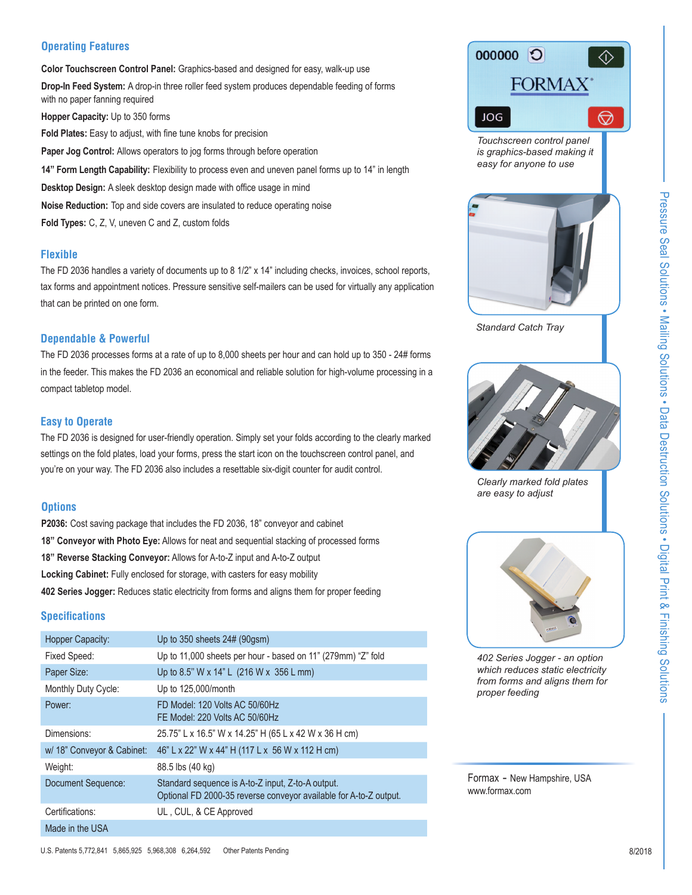## Operating Features

**Color Touchscreen Control Panel:** Graphics-based and designed for easy, walk-up use

**Drop-In Feed System:** A drop-in three roller feed system produces dependable feeding of forms with no paper fanning required

**Hopper Capacity:** Up to 350 forms

**Fold Plates:** Easy to adjust, with fine tune knobs for precision

**Paper Jog Control:** Allows operators to jog forms through before operation

**14" Form Length Capability:** Flexibility to process even and uneven panel forms up to 14" in length

**Desktop Design:** A sleek desktop design made with office usage in mind

**Noise Reduction:** Top and side covers are insulated to reduce operating noise

**Fold Types:** C, Z, V, uneven C and Z, custom folds

## Flexible

The FD 2036 handles a variety of documents up to 8 1/2" x 14" including checks, invoices, school reports, tax forms and appointment notices. Pressure sensitive self-mailers can be used for virtually any application that can be printed on one form.

## Dependable & Powerful

The FD 2036 processes forms at a rate of up to 8,000 sheets per hour and can hold up to 350 - 24# forms in the feeder. This makes the FD 2036 an economical and reliable solution for high-volume processing in a compact tabletop model.

## Easy to Operate

The FD 2036 is designed for user-friendly operation. Simply set your folds according to the clearly marked settings on the fold plates, load your forms, press the start icon on the touchscreen control panel, and you're on your way. The FD 2036 also includes a resettable six-digit counter for audit control.

## Options

**P2036:** Cost saving package that includes the FD 2036, 18" conveyor and cabinet

**18" Conveyor with Photo Eye:** Allows for neat and sequential stacking of processed forms

**18" Reverse Stacking Conveyor:** Allows for A-to-Z input and A-to-Z output

**Locking Cabinet:** Fully enclosed for storage, with casters for easy mobility

**402 Series Jogger:** Reduces static electricity from forms and aligns them for proper feeding

## Specifications

| | |
|---|---|
| Hopper Capacity: | Up to 350 sheets 24# (90gsm) |
| Fixed Speed: | Up to 11,000 sheets per hour - based on 11" (279mm) "Z" fold |
| Paper Size: | Up to 8.5" W x 14" L (216 W x 356 L mm) |
| Monthly Duty Cycle: | Up to 125,000/month |
| Power: | FD Model: 120 Volts AC 50/60Hz<br>FE Model: 220 Volts AC 50/60Hz |
| Dimensions: | 25.75" L x 16.5" W x 14.25" H (65 L x 42 W x 36 H cm) |
| w/ 18" Conveyor & Cabinet: | 46" L x 22" W x 44" H (117 L x 56 W x 112 H cm) |
| Weight: | 88.5 lbs (40 kg) |
| Document Sequence: | Standard sequence is A-to-Z input, Z-to-A output.<br>Optional FD 2000-35 reverse conveyor available for A-to-Z output. |
| Certifications: | UL , CUL, & CE Approved |
| Made in the USA | |

U.S. Patents 5,772,841 5,865,925 5,968,308 6,264,592 Other Patents Pending

000000 FORMAX JOG

*Touchscreen control panel is graphics-based making it easy for anyone to use*

*Standard Catch Tray*

*Clearly marked fold plates are easy to adjust*

*402 Series Jogger - an option which reduces static electricity from forms and aligns them for proper feeding*

Pressure Seal Solutions • Mailing Solutions • Data Destruction Solutions • Digital Print & Finishing Solutions

Formax - New Hampshire, USA
www.formax.com

8/2018